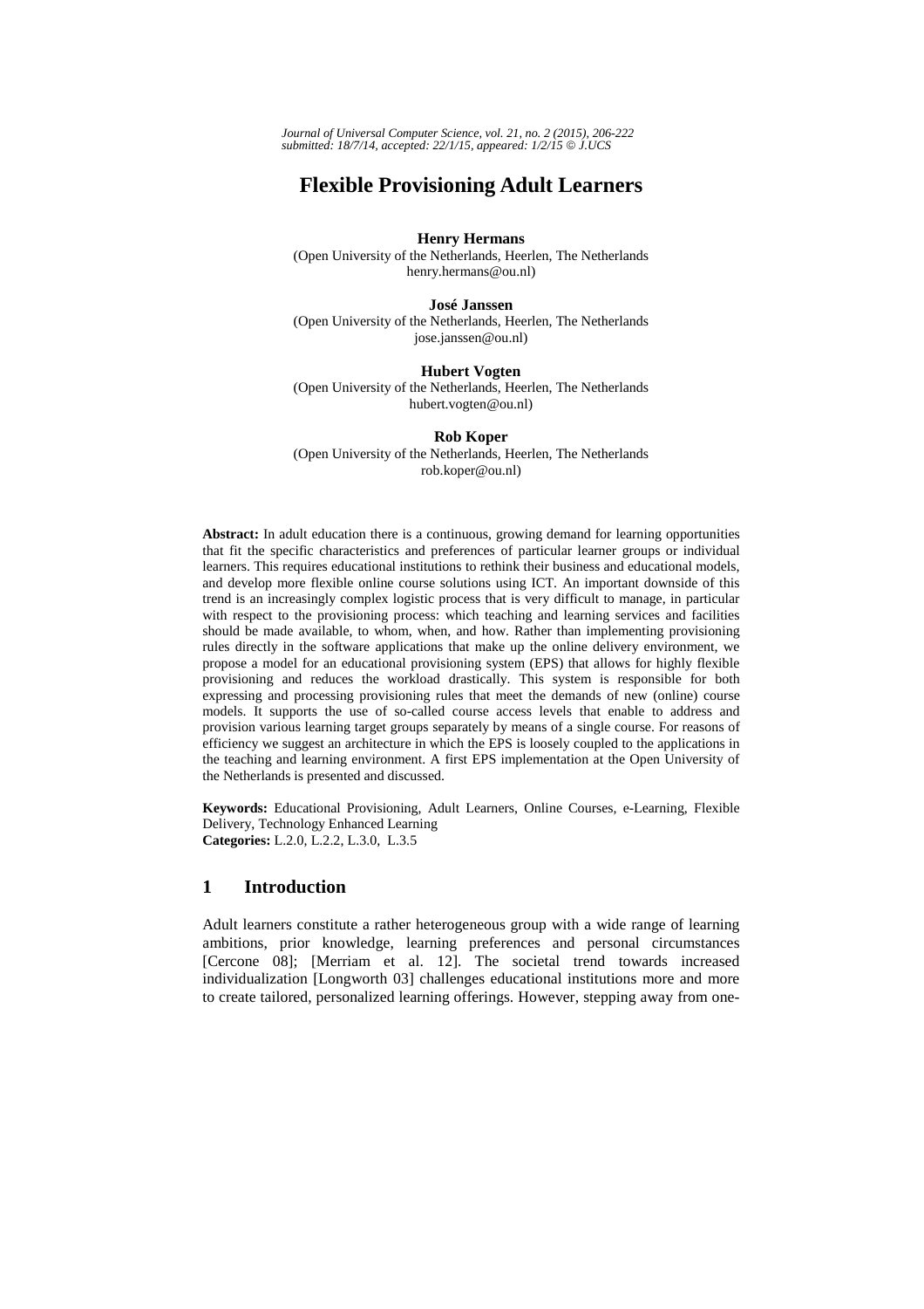# Flexible Provisioning Adult Learners

**Henry Hermans**
(Open University of the Netherlands, Heerlen, The Netherlands
henry.hermans@ou.nl)

**José Janssen**
(Open University of the Netherlands, Heerlen, The Netherlands
jose.janssen@ou.nl)

**Hubert Vogten**
(Open University of the Netherlands, Heerlen, The Netherlands
hubert.vogten@ou.nl)

**Rob Koper**
(Open University of the Netherlands, Heerlen, The Netherlands
rob.koper@ou.nl)

**Abstract:** In adult education there is a continuous, growing demand for learning opportunities that fit the specific characteristics and preferences of particular learner groups or individual learners. This requires educational institutions to rethink their business and educational models, and develop more flexible online course solutions using ICT. An important downside of this trend is an increasingly complex logistic process that is very difficult to manage, in particular with respect to the provisioning process: which teaching and learning services and facilities should be made available, to whom, when, and how. Rather than implementing provisioning rules directly in the software applications that make up the online delivery environment, we propose a model for an educational provisioning system (EPS) that allows for highly flexible provisioning and reduces the workload drastically. This system is responsible for both expressing and processing provisioning rules that meet the demands of new (online) course models. It supports the use of so-called course access levels that enable to address and provision various learning target groups separately by means of a single course. For reasons of efficiency we suggest an architecture in which the EPS is loosely coupled to the applications in the teaching and learning environment. A first EPS implementation at the Open University of the Netherlands is presented and discussed.

**Keywords:** Educational Provisioning, Adult Learners, Online Courses, e-Learning, Flexible Delivery, Technology Enhanced Learning
**Categories:** L.2.0, L.2.2, L.3.0, L.3.5

## 1 Introduction

Adult learners constitute a rather heterogeneous group with a wide range of learning ambitions, prior knowledge, learning preferences and personal circumstances [Cercone 08]; [Merriam et al. 12]. The societal trend towards increased individualization [Longworth 03] challenges educational institutions more and more to create tailored, personalized learning offerings. However, stepping away from one-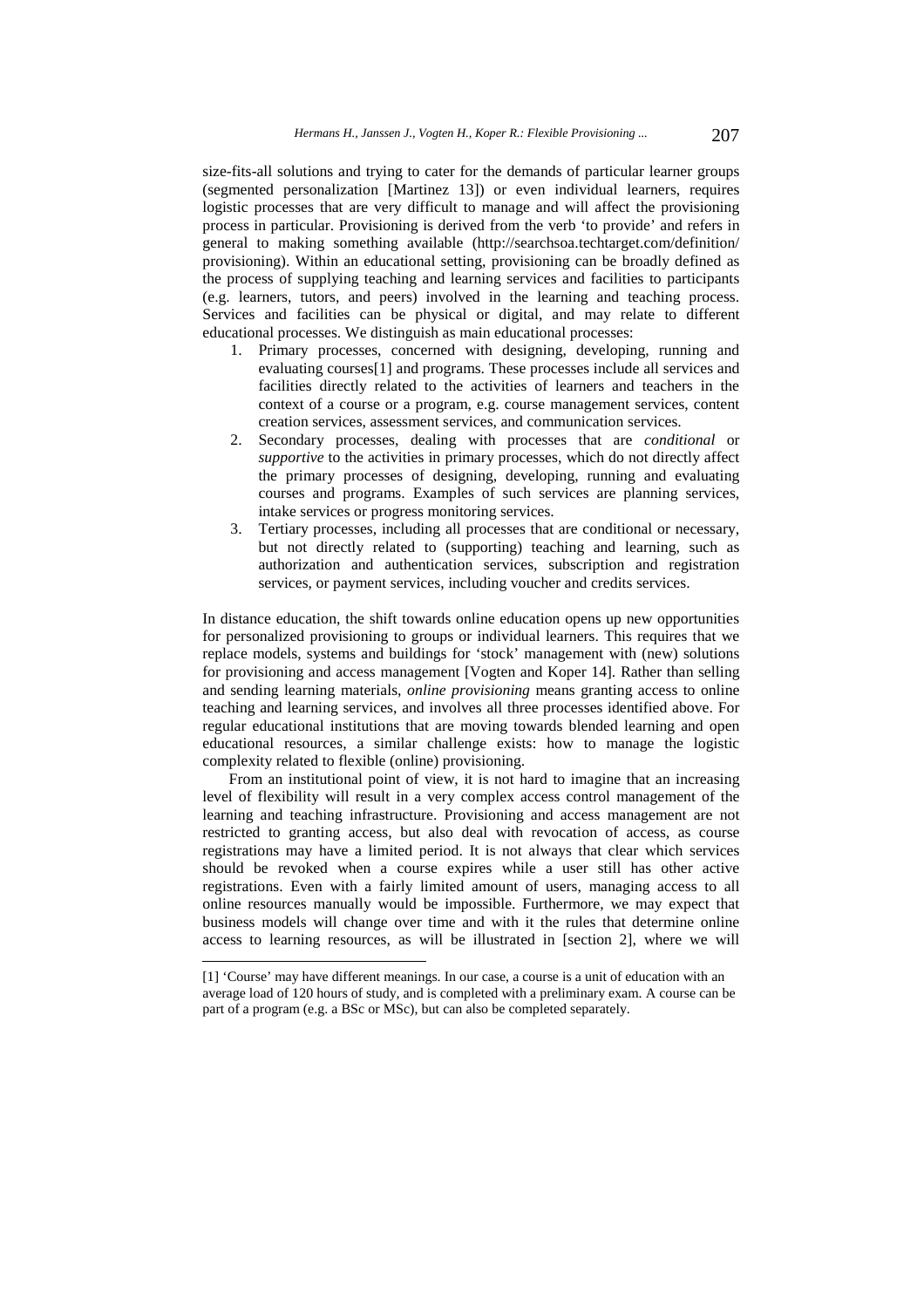size-fits-all solutions and trying to cater for the demands of particular learner groups (segmented personalization [Martinez 13]) or even individual learners, requires logistic processes that are very difficult to manage and will affect the provisioning process in particular. Provisioning is derived from the verb 'to provide' and refers in general to making something available (http://searchsoa.techtarget.com/definition/provisioning). Within an educational setting, provisioning can be broadly defined as the process of supplying teaching and learning services and facilities to participants (e.g. learners, tutors, and peers) involved in the learning and teaching process. Services and facilities can be physical or digital, and may relate to different educational processes. We distinguish as main educational processes:

1. Primary processes, concerned with designing, developing, running and evaluating courses[1] and programs. These processes include all services and facilities directly related to the activities of learners and teachers in the context of a course or a program, e.g. course management services, content creation services, assessment services, and communication services.
2. Secondary processes, dealing with processes that are *conditional* or *supportive* to the activities in primary processes, which do not directly affect the primary processes of designing, developing, running and evaluating courses and programs. Examples of such services are planning services, intake services or progress monitoring services.
3. Tertiary processes, including all processes that are conditional or necessary, but not directly related to (supporting) teaching and learning, such as authorization and authentication services, subscription and registration services, or payment services, including voucher and credits services.

In distance education, the shift towards online education opens up new opportunities for personalized provisioning to groups or individual learners. This requires that we replace models, systems and buildings for 'stock' management with (new) solutions for provisioning and access management [Vogten and Koper 14]. Rather than selling and sending learning materials, *online provisioning* means granting access to online teaching and learning services, and involves all three processes identified above. For regular educational institutions that are moving towards blended learning and open educational resources, a similar challenge exists: how to manage the logistic complexity related to flexible (online) provisioning.

From an institutional point of view, it is not hard to imagine that an increasing level of flexibility will result in a very complex access control management of the learning and teaching infrastructure. Provisioning and access management are not restricted to granting access, but also deal with revocation of access, as course registrations may have a limited period. It is not always that clear which services should be revoked when a course expires while a user still has other active registrations. Even with a fairly limited amount of users, managing access to all online resources manually would be impossible. Furthermore, we may expect that business models will change over time and with it the rules that determine online access to learning resources, as will be illustrated in [section 2], where we will

---

[1] 'Course' may have different meanings. In our case, a course is a unit of education with an average load of 120 hours of study, and is completed with a preliminary exam. A course can be part of a program (e.g. a BSc or MSc), but can also be completed separately.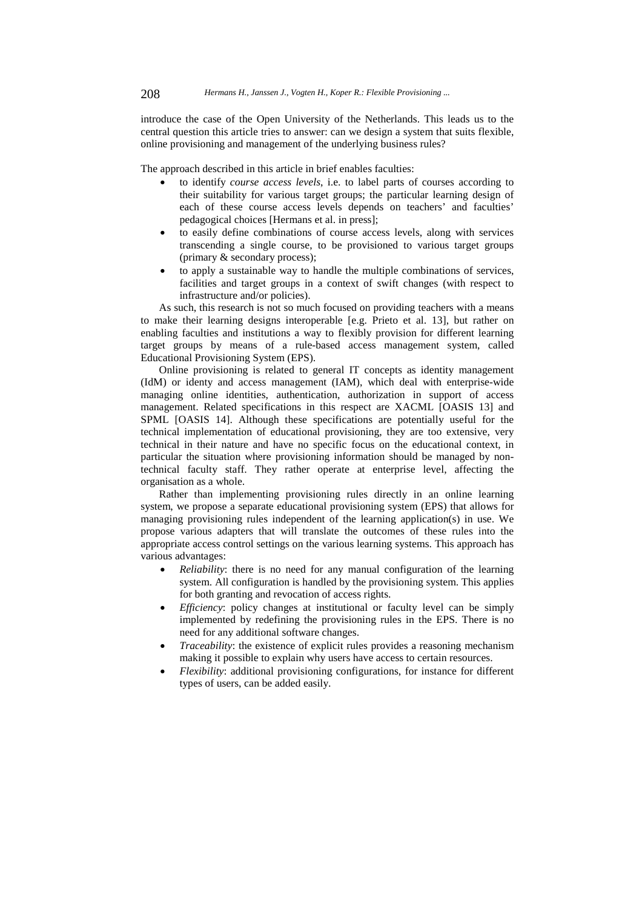introduce the case of the Open University of the Netherlands. This leads us to the central question this article tries to answer: can we design a system that suits flexible, online provisioning and management of the underlying business rules?

The approach described in this article in brief enables faculties:

- to identify *course access levels*, i.e. to label parts of courses according to their suitability for various target groups; the particular learning design of each of these course access levels depends on teachers' and faculties' pedagogical choices [Hermans et al. in press];
- to easily define combinations of course access levels, along with services transcending a single course, to be provisioned to various target groups (primary & secondary process);
- to apply a sustainable way to handle the multiple combinations of services, facilities and target groups in a context of swift changes (with respect to infrastructure and/or policies).

As such, this research is not so much focused on providing teachers with a means to make their learning designs interoperable [e.g. Prieto et al. 13], but rather on enabling faculties and institutions a way to flexibly provision for different learning target groups by means of a rule-based access management system, called Educational Provisioning System (EPS).

Online provisioning is related to general IT concepts as identity management (IdM) or identy and access management (IAM), which deal with enterprise-wide managing online identities, authentication, authorization in support of access management. Related specifications in this respect are XACML [OASIS 13] and SPML [OASIS 14]. Although these specifications are potentially useful for the technical implementation of educational provisioning, they are too extensive, very technical in their nature and have no specific focus on the educational context, in particular the situation where provisioning information should be managed by non-technical faculty staff. They rather operate at enterprise level, affecting the organisation as a whole.

Rather than implementing provisioning rules directly in an online learning system, we propose a separate educational provisioning system (EPS) that allows for managing provisioning rules independent of the learning application(s) in use. We propose various adapters that will translate the outcomes of these rules into the appropriate access control settings on the various learning systems. This approach has various advantages:

- *Reliability*: there is no need for any manual configuration of the learning system. All configuration is handled by the provisioning system. This applies for both granting and revocation of access rights.
- *Efficiency*: policy changes at institutional or faculty level can be simply implemented by redefining the provisioning rules in the EPS. There is no need for any additional software changes.
- *Traceability*: the existence of explicit rules provides a reasoning mechanism making it possible to explain why users have access to certain resources.
- *Flexibility*: additional provisioning configurations, for instance for different types of users, can be added easily.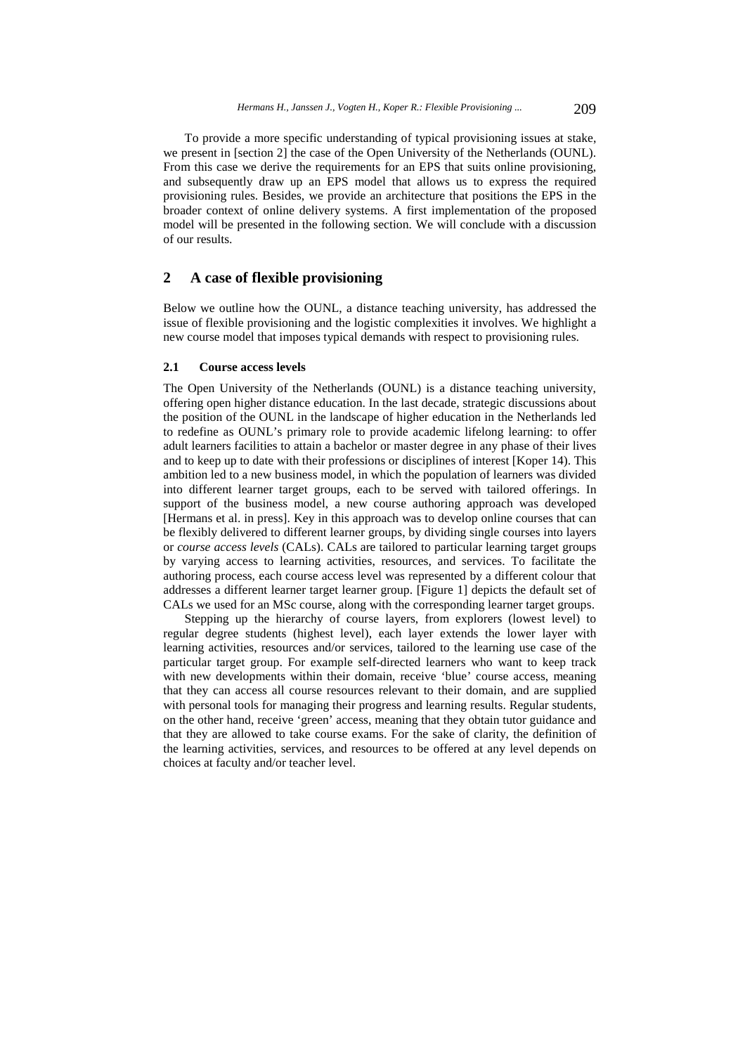To provide a more specific understanding of typical provisioning issues at stake, we present in [section 2] the case of the Open University of the Netherlands (OUNL). From this case we derive the requirements for an EPS that suits online provisioning, and subsequently draw up an EPS model that allows us to express the required provisioning rules. Besides, we provide an architecture that positions the EPS in the broader context of online delivery systems. A first implementation of the proposed model will be presented in the following section. We will conclude with a discussion of our results.

## 2 A case of flexible provisioning

Below we outline how the OUNL, a distance teaching university, has addressed the issue of flexible provisioning and the logistic complexities it involves. We highlight a new course model that imposes typical demands with respect to provisioning rules.

### 2.1 Course access levels

The Open University of the Netherlands (OUNL) is a distance teaching university, offering open higher distance education. In the last decade, strategic discussions about the position of the OUNL in the landscape of higher education in the Netherlands led to redefine as OUNL's primary role to provide academic lifelong learning: to offer adult learners facilities to attain a bachelor or master degree in any phase of their lives and to keep up to date with their professions or disciplines of interest [Koper 14). This ambition led to a new business model, in which the population of learners was divided into different learner target groups, each to be served with tailored offerings. In support of the business model, a new course authoring approach was developed [Hermans et al. in press]. Key in this approach was to develop online courses that can be flexibly delivered to different learner groups, by dividing single courses into layers or *course access levels* (CALs). CALs are tailored to particular learning target groups by varying access to learning activities, resources, and services. To facilitate the authoring process, each course access level was represented by a different colour that addresses a different learner target learner group. [Figure 1] depicts the default set of CALs we used for an MSc course, along with the corresponding learner target groups.

Stepping up the hierarchy of course layers, from explorers (lowest level) to regular degree students (highest level), each layer extends the lower layer with learning activities, resources and/or services, tailored to the learning use case of the particular target group. For example self-directed learners who want to keep track with new developments within their domain, receive 'blue' course access, meaning that they can access all course resources relevant to their domain, and are supplied with personal tools for managing their progress and learning results. Regular students, on the other hand, receive 'green' access, meaning that they obtain tutor guidance and that they are allowed to take course exams. For the sake of clarity, the definition of the learning activities, services, and resources to be offered at any level depends on choices at faculty and/or teacher level.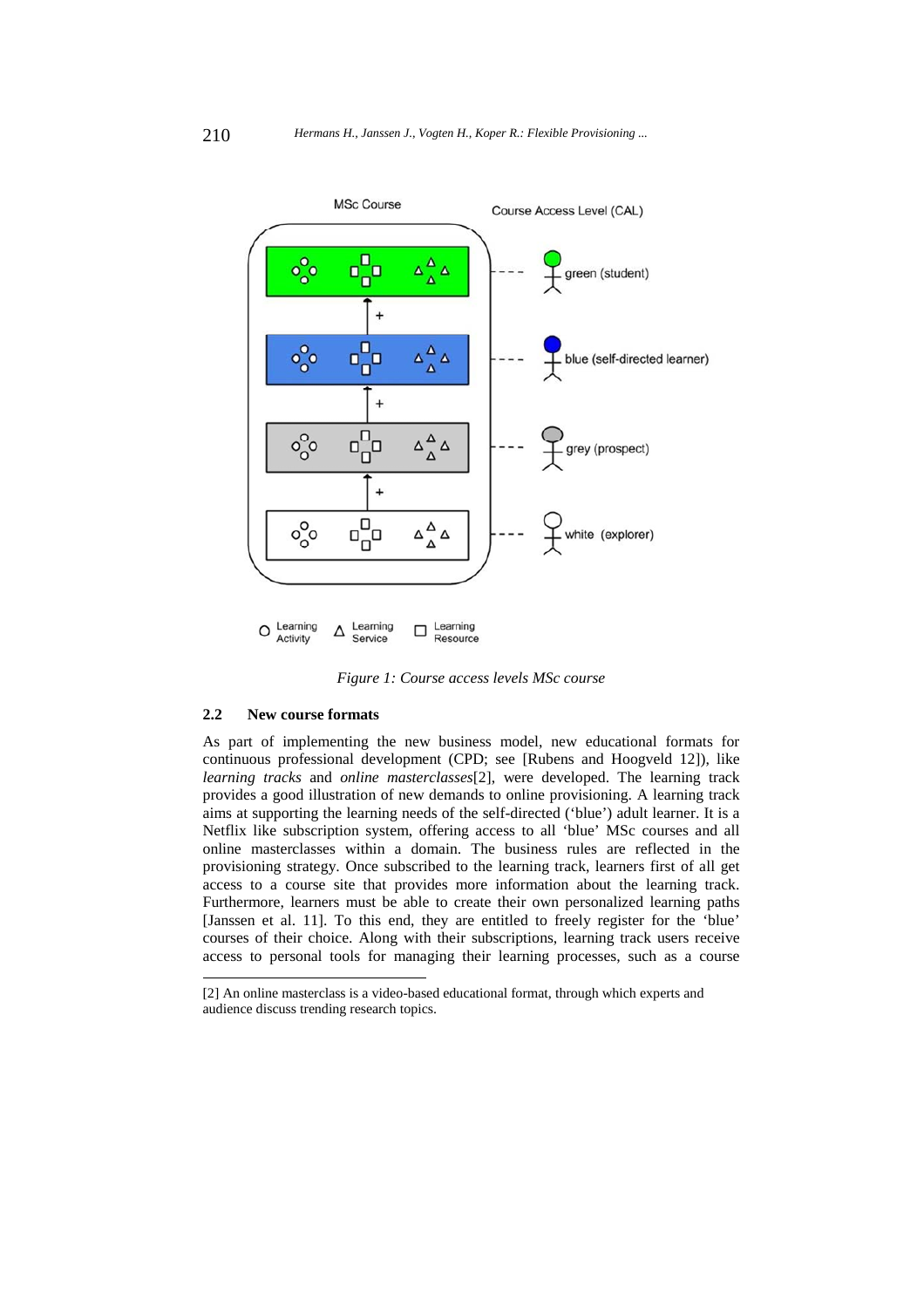MSc Course

Course Access Level (CAL)

green (student)

blue (self-directed learner)

grey (prospect)

white (explorer)

Learning Activity — Learning Service — Learning Resource

*Figure 1: Course access levels MSc course*

### 2.2 New course formats

As part of implementing the new business model, new educational formats for continuous professional development (CPD; see [Rubens and Hoogveld 12]), like *learning tracks* and *online masterclasses*[2], were developed. The learning track provides a good illustration of new demands to online provisioning. A learning track aims at supporting the learning needs of the self-directed ('blue') adult learner. It is a Netflix like subscription system, offering access to all 'blue' MSc courses and all online masterclasses within a domain. The business rules are reflected in the provisioning strategy. Once subscribed to the learning track, learners first of all get access to a course site that provides more information about the learning track. Furthermore, learners must be able to create their own personalized learning paths [Janssen et al. 11]. To this end, they are entitled to freely register for the 'blue' courses of their choice. Along with their subscriptions, learning track users receive access to personal tools for managing their learning processes, such as a course

[2] An online masterclass is a video-based educational format, through which experts and audience discuss trending research topics.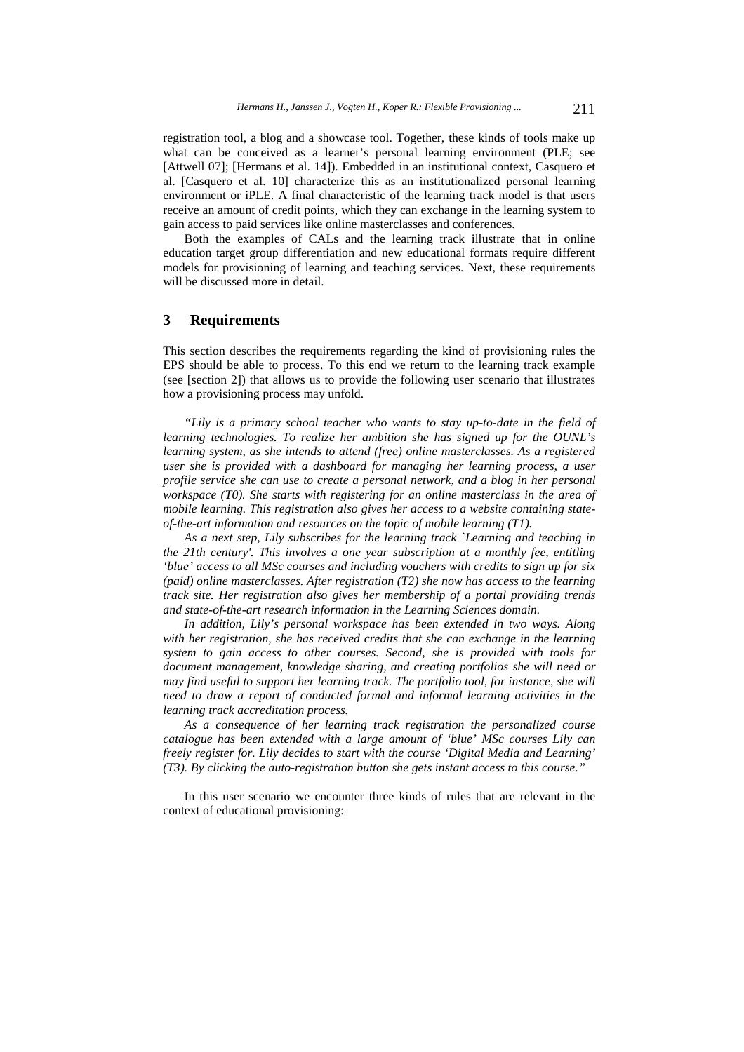registration tool, a blog and a showcase tool. Together, these kinds of tools make up what can be conceived as a learner's personal learning environment (PLE; see [Attwell 07]; [Hermans et al. 14]). Embedded in an institutional context, Casquero et al. [Casquero et al. 10] characterize this as an institutionalized personal learning environment or iPLE. A final characteristic of the learning track model is that users receive an amount of credit points, which they can exchange in the learning system to gain access to paid services like online masterclasses and conferences.

Both the examples of CALs and the learning track illustrate that in online education target group differentiation and new educational formats require different models for provisioning of learning and teaching services. Next, these requirements will be discussed more in detail.

## 3 Requirements

This section describes the requirements regarding the kind of provisioning rules the EPS should be able to process. To this end we return to the learning track example (see [section 2]) that allows us to provide the following user scenario that illustrates how a provisioning process may unfold.

*"Lily is a primary school teacher who wants to stay up-to-date in the field of learning technologies. To realize her ambition she has signed up for the OUNL's learning system, as she intends to attend (free) online masterclasses. As a registered user she is provided with a dashboard for managing her learning process, a user profile service she can use to create a personal network, and a blog in her personal workspace (T0). She starts with registering for an online masterclass in the area of mobile learning. This registration also gives her access to a website containing state-of-the-art information and resources on the topic of mobile learning (T1).*

*As a next step, Lily subscribes for the learning track `Learning and teaching in the 21th century'. This involves a one year subscription at a monthly fee, entitling 'blue' access to all MSc courses and including vouchers with credits to sign up for six (paid) online masterclasses. After registration (T2) she now has access to the learning track site. Her registration also gives her membership of a portal providing trends and state-of-the-art research information in the Learning Sciences domain.*

*In addition, Lily's personal workspace has been extended in two ways. Along with her registration, she has received credits that she can exchange in the learning system to gain access to other courses. Second, she is provided with tools for document management, knowledge sharing, and creating portfolios she will need or may find useful to support her learning track. The portfolio tool, for instance, she will need to draw a report of conducted formal and informal learning activities in the learning track accreditation process.*

*As a consequence of her learning track registration the personalized course catalogue has been extended with a large amount of 'blue' MSc courses Lily can freely register for. Lily decides to start with the course 'Digital Media and Learning' (T3). By clicking the auto-registration button she gets instant access to this course."*

In this user scenario we encounter three kinds of rules that are relevant in the context of educational provisioning: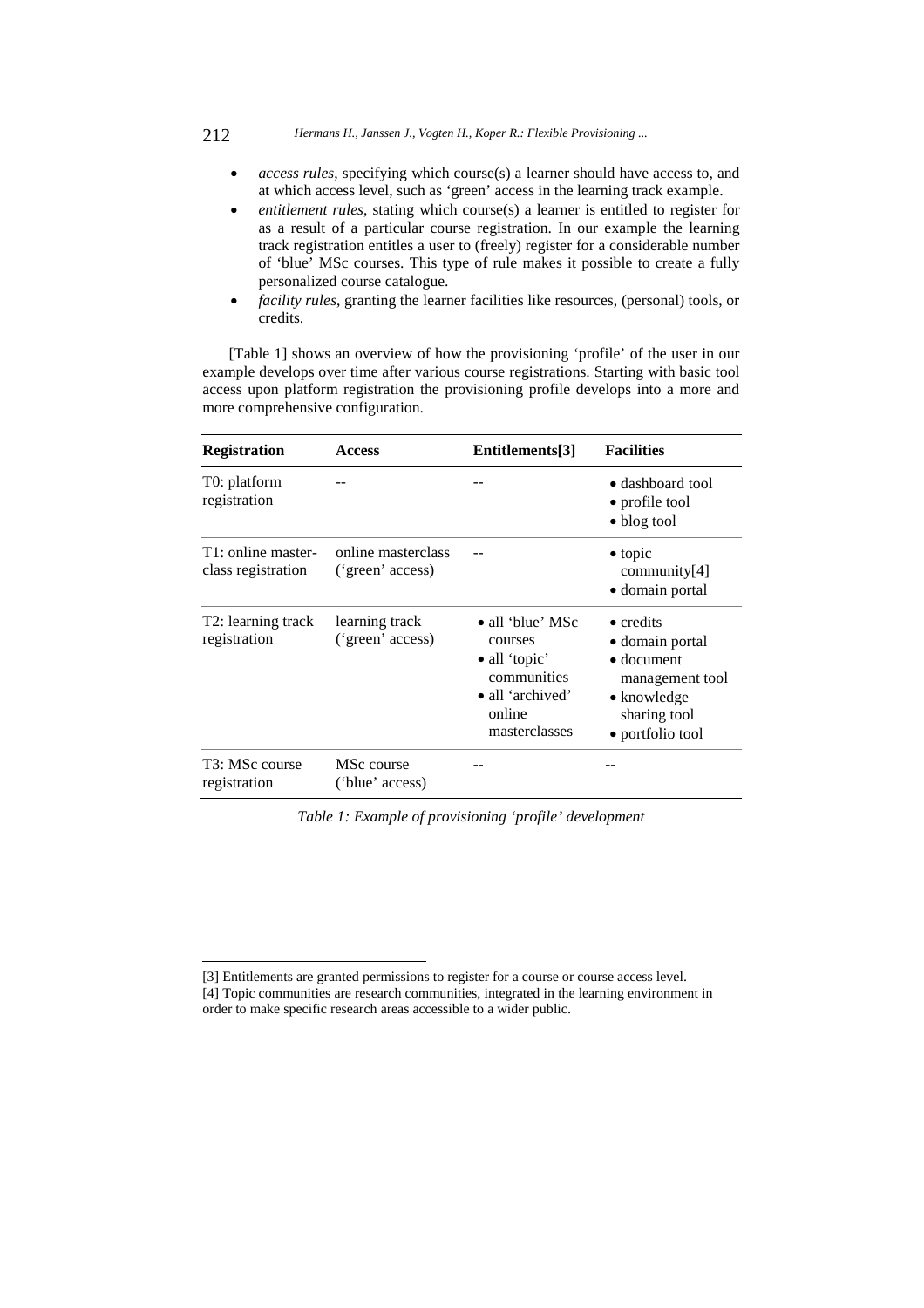- *access rules*, specifying which course(s) a learner should have access to, and at which access level, such as 'green' access in the learning track example.
- *entitlement rules*, stating which course(s) a learner is entitled to register for as a result of a particular course registration. In our example the learning track registration entitles a user to (freely) register for a considerable number of 'blue' MSc courses. This type of rule makes it possible to create a fully personalized course catalogue.
- *facility rules*, granting the learner facilities like resources, (personal) tools, or credits.

[Table 1] shows an overview of how the provisioning 'profile' of the user in our example develops over time after various course registrations. Starting with basic tool access upon platform registration the provisioning profile develops into a more and more comprehensive configuration.

| **Registration** | **Access** | **Entitlements[3]** | **Facilities** |
| --- | --- | --- | --- |
| T0: platform registration | -- | -- | • dashboard tool<br>• profile tool<br>• blog tool |
| T1: online master-class registration | online masterclass ('green' access) | -- | • topic community[4]<br>• domain portal |
| T2: learning track registration | learning track ('green' access) | • all 'blue' MSc courses<br>• all 'topic' communities<br>• all 'archived' online masterclasses | • credits<br>• domain portal<br>• document management tool<br>• knowledge sharing tool<br>• portfolio tool |
| T3: MSc course registration | MSc course ('blue' access) | -- | -- |

*Table 1: Example of provisioning 'profile' development*

[3] Entitlements are granted permissions to register for a course or course access level.

[4] Topic communities are research communities, integrated in the learning environment in order to make specific research areas accessible to a wider public.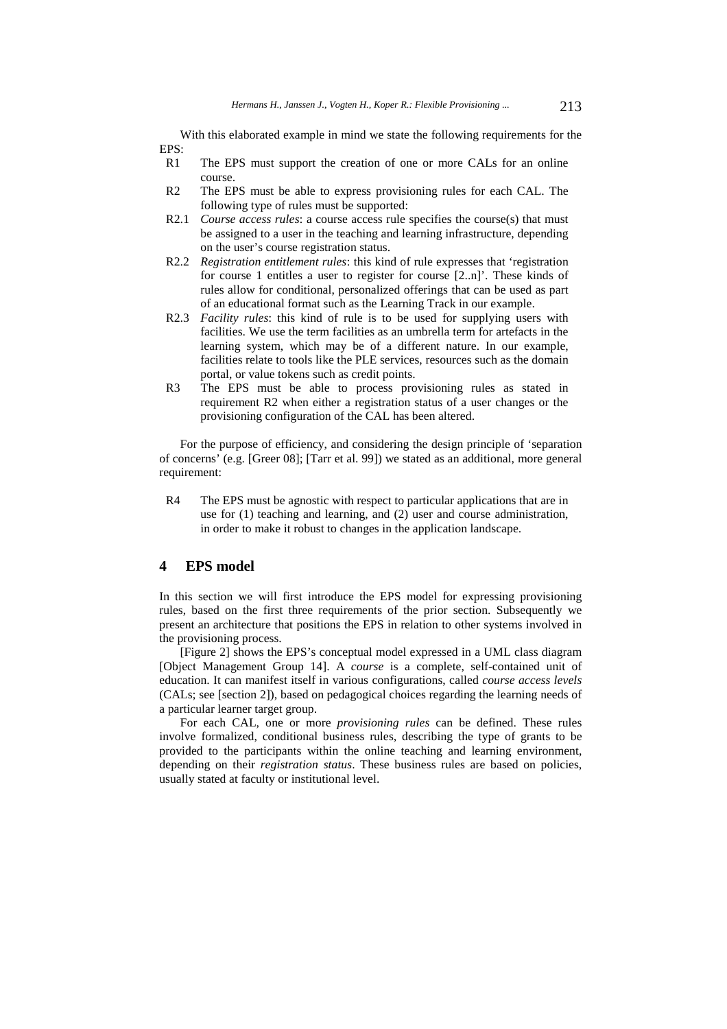With this elaborated example in mind we state the following requirements for the EPS:

- R1 The EPS must support the creation of one or more CALs for an online course.
- R2 The EPS must be able to express provisioning rules for each CAL. The following type of rules must be supported:
- R2.1 *Course access rules*: a course access rule specifies the course(s) that must be assigned to a user in the teaching and learning infrastructure, depending on the user's course registration status.
- R2.2 *Registration entitlement rules*: this kind of rule expresses that 'registration for course 1 entitles a user to register for course [2..n]'. These kinds of rules allow for conditional, personalized offerings that can be used as part of an educational format such as the Learning Track in our example.
- R2.3 *Facility rules*: this kind of rule is to be used for supplying users with facilities. We use the term facilities as an umbrella term for artefacts in the learning system, which may be of a different nature. In our example, facilities relate to tools like the PLE services, resources such as the domain portal, or value tokens such as credit points.
- R3 The EPS must be able to process provisioning rules as stated in requirement R2 when either a registration status of a user changes or the provisioning configuration of the CAL has been altered.

For the purpose of efficiency, and considering the design principle of 'separation of concerns' (e.g. [Greer 08]; [Tarr et al. 99]) we stated as an additional, more general requirement:

- R4 The EPS must be agnostic with respect to particular applications that are in use for (1) teaching and learning, and (2) user and course administration, in order to make it robust to changes in the application landscape.

## 4 EPS model

In this section we will first introduce the EPS model for expressing provisioning rules, based on the first three requirements of the prior section. Subsequently we present an architecture that positions the EPS in relation to other systems involved in the provisioning process.

[Figure 2] shows the EPS's conceptual model expressed in a UML class diagram [Object Management Group 14]. A *course* is a complete, self-contained unit of education. It can manifest itself in various configurations, called *course access levels* (CALs; see [section 2]), based on pedagogical choices regarding the learning needs of a particular learner target group.

For each CAL, one or more *provisioning rules* can be defined. These rules involve formalized, conditional business rules, describing the type of grants to be provided to the participants within the online teaching and learning environment, depending on their *registration status*. These business rules are based on policies, usually stated at faculty or institutional level.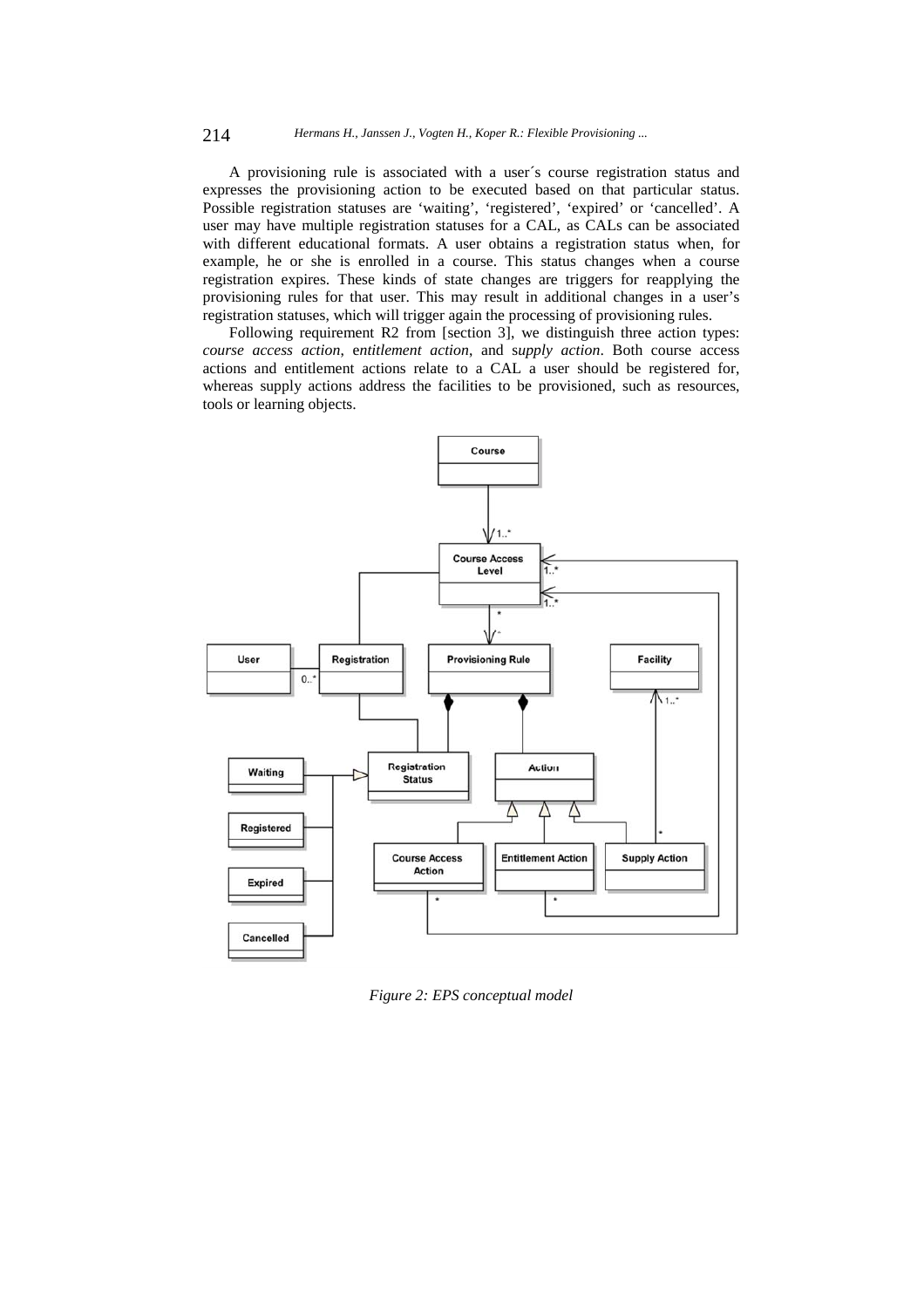A provisioning rule is associated with a user´s course registration status and expresses the provisioning action to be executed based on that particular status. Possible registration statuses are 'waiting', 'registered', 'expired' or 'cancelled'. A user may have multiple registration statuses for a CAL, as CALs can be associated with different educational formats. A user obtains a registration status when, for example, he or she is enrolled in a course. This status changes when a course registration expires. These kinds of state changes are triggers for reapplying the provisioning rules for that user. This may result in additional changes in a user's registration statuses, which will trigger again the processing of provisioning rules.

Following requirement R2 from [section 3], we distinguish three action types: *course access action*, e*ntitlement action*, and s*upply action*. Both course access actions and entitlement actions relate to a CAL a user should be registered for, whereas supply actions address the facilities to be provisioned, such as resources, tools or learning objects.

*Figure 2: EPS conceptual model*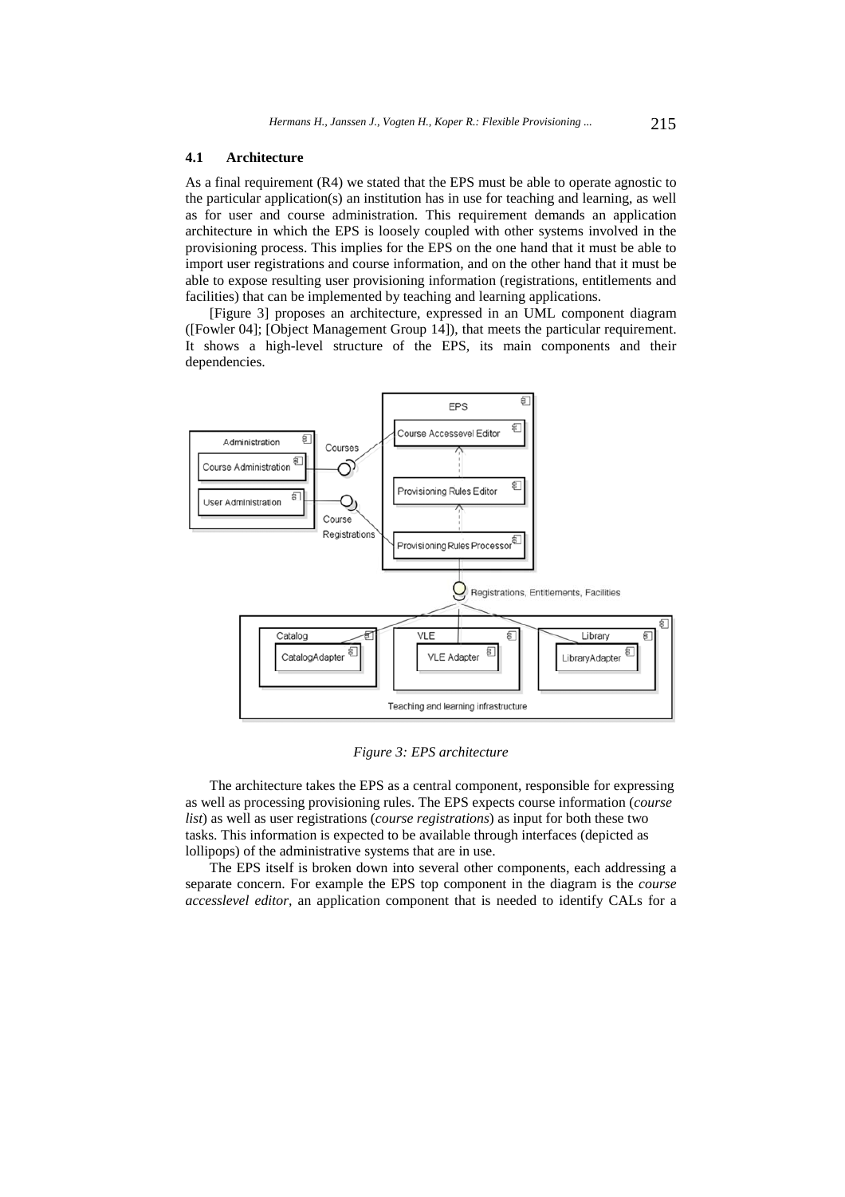### 4.1 Architecture

As a final requirement (R4) we stated that the EPS must be able to operate agnostic to the particular application(s) an institution has in use for teaching and learning, as well as for user and course administration. This requirement demands an application architecture in which the EPS is loosely coupled with other systems involved in the provisioning process. This implies for the EPS on the one hand that it must be able to import user registrations and course information, and on the other hand that it must be able to expose resulting user provisioning information (registrations, entitlements and facilities) that can be implemented by teaching and learning applications.

[Figure 3] proposes an architecture, expressed in an UML component diagram ([Fowler 04]; [Object Management Group 14]), that meets the particular requirement. It shows a high-level structure of the EPS, its main components and their dependencies.

*Figure 3: EPS architecture*

The architecture takes the EPS as a central component, responsible for expressing as well as processing provisioning rules. The EPS expects course information (*course list*) as well as user registrations (*course registrations*) as input for both these two tasks. This information is expected to be available through interfaces (depicted as lollipops) of the administrative systems that are in use.

The EPS itself is broken down into several other components, each addressing a separate concern. For example the EPS top component in the diagram is the *course accesslevel editor*, an application component that is needed to identify CALs for a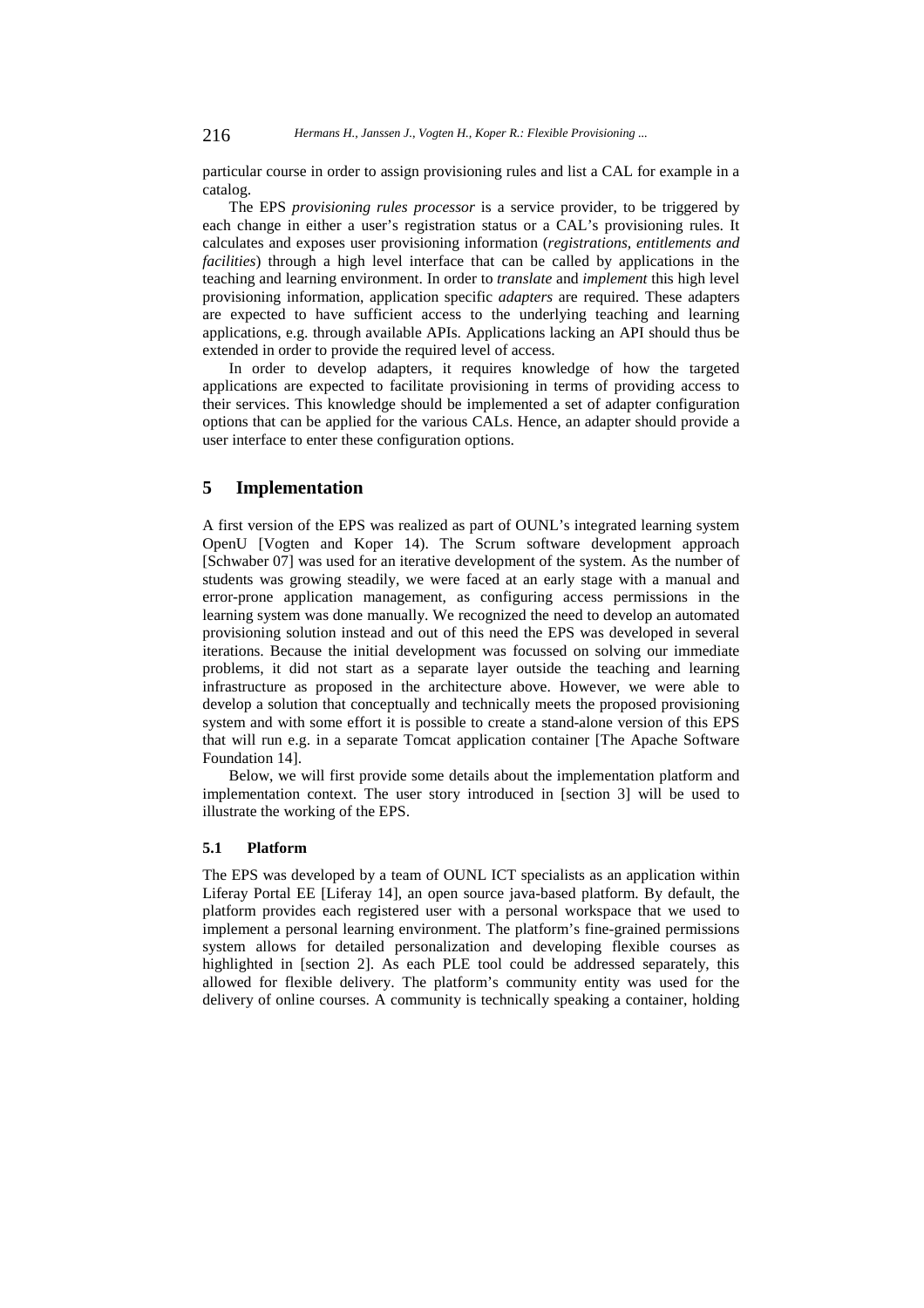particular course in order to assign provisioning rules and list a CAL for example in a catalog.

The EPS *provisioning rules processor* is a service provider, to be triggered by each change in either a user's registration status or a CAL's provisioning rules. It calculates and exposes user provisioning information (*registrations, entitlements and facilities*) through a high level interface that can be called by applications in the teaching and learning environment. In order to *translate* and *implement* this high level provisioning information, application specific *adapters* are required. These adapters are expected to have sufficient access to the underlying teaching and learning applications, e.g. through available APIs. Applications lacking an API should thus be extended in order to provide the required level of access.

In order to develop adapters, it requires knowledge of how the targeted applications are expected to facilitate provisioning in terms of providing access to their services. This knowledge should be implemented a set of adapter configuration options that can be applied for the various CALs. Hence, an adapter should provide a user interface to enter these configuration options.

## 5 Implementation

A first version of the EPS was realized as part of OUNL's integrated learning system OpenU [Vogten and Koper 14). The Scrum software development approach [Schwaber 07] was used for an iterative development of the system. As the number of students was growing steadily, we were faced at an early stage with a manual and error-prone application management, as configuring access permissions in the learning system was done manually. We recognized the need to develop an automated provisioning solution instead and out of this need the EPS was developed in several iterations. Because the initial development was focussed on solving our immediate problems, it did not start as a separate layer outside the teaching and learning infrastructure as proposed in the architecture above. However, we were able to develop a solution that conceptually and technically meets the proposed provisioning system and with some effort it is possible to create a stand-alone version of this EPS that will run e.g. in a separate Tomcat application container [The Apache Software Foundation 14].

Below, we will first provide some details about the implementation platform and implementation context. The user story introduced in [section 3] will be used to illustrate the working of the EPS.

### 5.1 Platform

The EPS was developed by a team of OUNL ICT specialists as an application within Liferay Portal EE [Liferay 14], an open source java-based platform. By default, the platform provides each registered user with a personal workspace that we used to implement a personal learning environment. The platform's fine-grained permissions system allows for detailed personalization and developing flexible courses as highlighted in [section 2]. As each PLE tool could be addressed separately, this allowed for flexible delivery. The platform's community entity was used for the delivery of online courses. A community is technically speaking a container, holding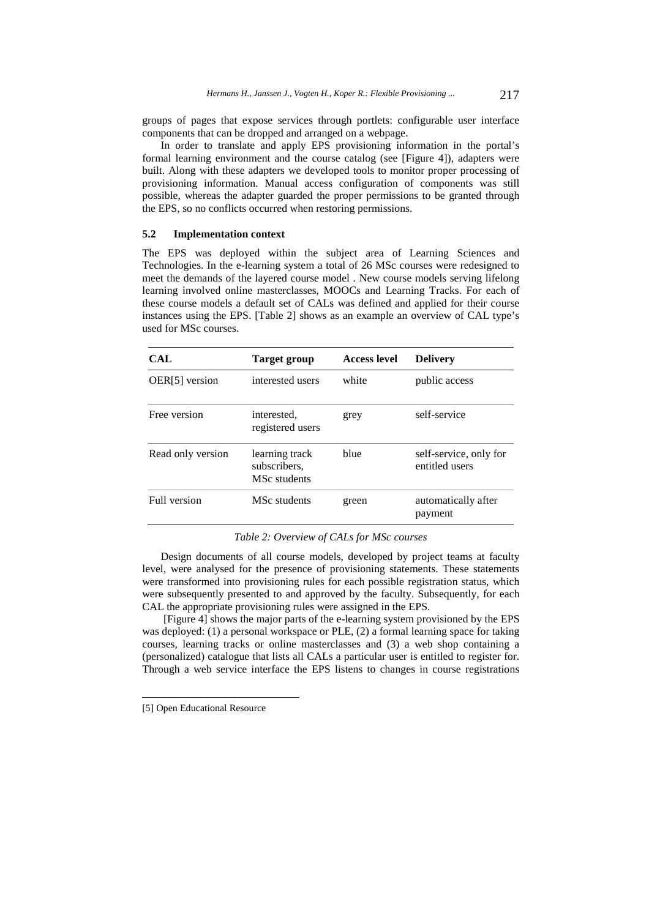groups of pages that expose services through portlets: configurable user interface components that can be dropped and arranged on a webpage.

In order to translate and apply EPS provisioning information in the portal's formal learning environment and the course catalog (see [Figure 4]), adapters were built. Along with these adapters we developed tools to monitor proper processing of provisioning information. Manual access configuration of components was still possible, whereas the adapter guarded the proper permissions to be granted through the EPS, so no conflicts occurred when restoring permissions.

### 5.2 Implementation context

The EPS was deployed within the subject area of Learning Sciences and Technologies. In the e-learning system a total of 26 MSc courses were redesigned to meet the demands of the layered course model . New course models serving lifelong learning involved online masterclasses, MOOCs and Learning Tracks. For each of these course models a default set of CALs was defined and applied for their course instances using the EPS. [Table 2] shows as an example an overview of CAL type's used for MSc courses.

| CAL | Target group | Access level | Delivery |
|---|---|---|---|
| OER[5] version | interested users | white | public access |
| Free version | interested, registered users | grey | self-service |
| Read only version | learning track subscribers, MSc students | blue | self-service, only for entitled users |
| Full version | MSc students | green | automatically after payment |

*Table 2: Overview of CALs for MSc courses*

Design documents of all course models, developed by project teams at faculty level, were analysed for the presence of provisioning statements. These statements were transformed into provisioning rules for each possible registration status, which were subsequently presented to and approved by the faculty. Subsequently, for each CAL the appropriate provisioning rules were assigned in the EPS.

[Figure 4] shows the major parts of the e-learning system provisioned by the EPS was deployed: (1) a personal workspace or PLE, (2) a formal learning space for taking courses, learning tracks or online masterclasses and (3) a web shop containing a (personalized) catalogue that lists all CALs a particular user is entitled to register for. Through a web service interface the EPS listens to changes in course registrations

[5] Open Educational Resource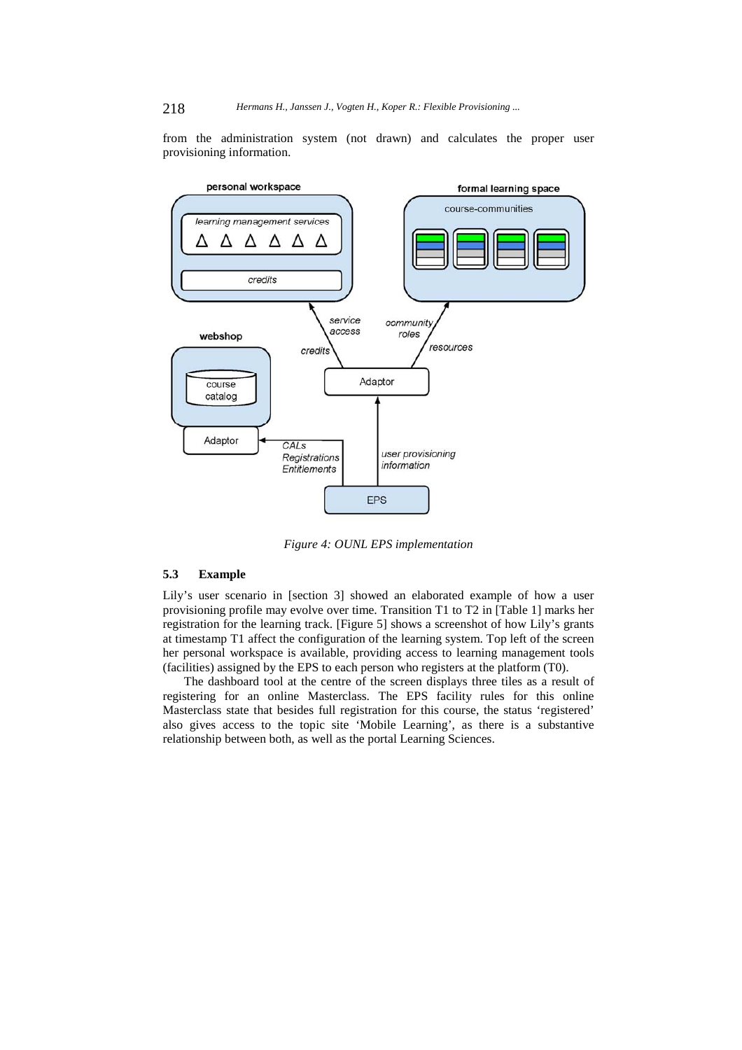from the administration system (not drawn) and calculates the proper user provisioning information.

*Figure 4: OUNL EPS implementation*

### 5.3 Example

Lily's user scenario in [section 3] showed an elaborated example of how a user provisioning profile may evolve over time. Transition T1 to T2 in [Table 1] marks her registration for the learning track. [Figure 5] shows a screenshot of how Lily's grants at timestamp T1 affect the configuration of the learning system. Top left of the screen her personal workspace is available, providing access to learning management tools (facilities) assigned by the EPS to each person who registers at the platform (T0).

The dashboard tool at the centre of the screen displays three tiles as a result of registering for an online Masterclass. The EPS facility rules for this online Masterclass state that besides full registration for this course, the status 'registered' also gives access to the topic site 'Mobile Learning', as there is a substantive relationship between both, as well as the portal Learning Sciences.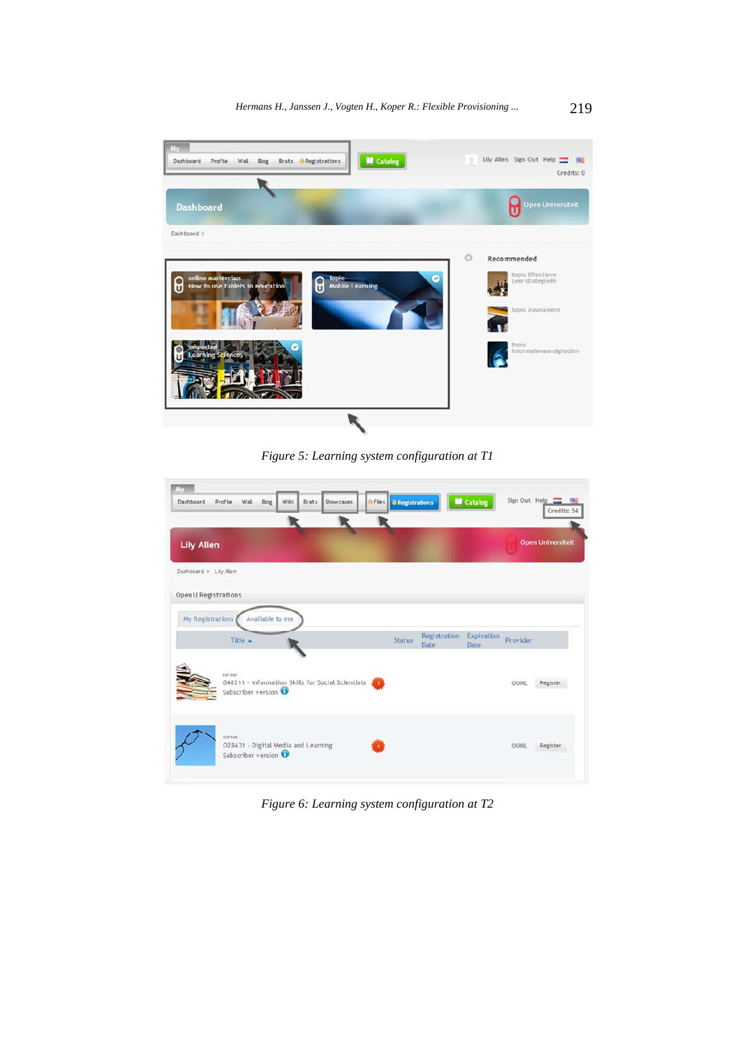Figure 5: Learning system configuration at T1

Figure 6: Learning system configuration at T2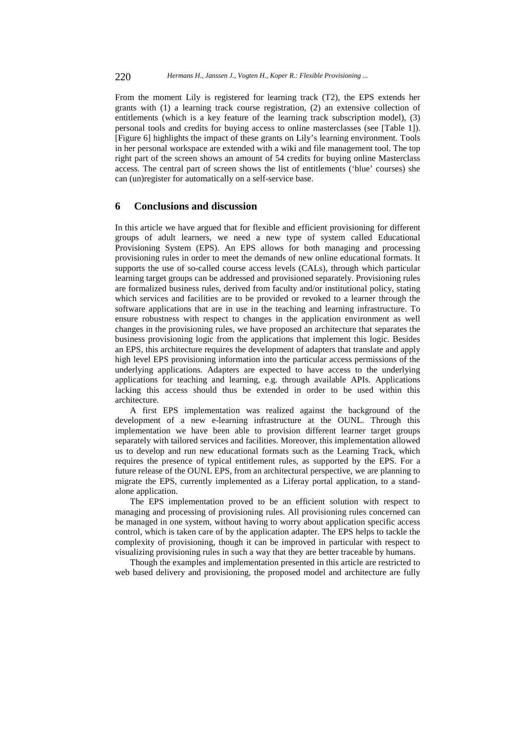From the moment Lily is registered for learning track (T2), the EPS extends her grants with (1) a learning track course registration, (2) an extensive collection of entitlements (which is a key feature of the learning track subscription model), (3) personal tools and credits for buying access to online masterclasses (see [Table 1]). [Figure 6] highlights the impact of these grants on Lily's learning environment. Tools in her personal workspace are extended with a wiki and file management tool. The top right part of the screen shows an amount of 54 credits for buying online Masterclass access. The central part of screen shows the list of entitlements ('blue' courses) she can (un)register for automatically on a self-service base.

## 6 Conclusions and discussion

In this article we have argued that for flexible and efficient provisioning for different groups of adult learners, we need a new type of system called Educational Provisioning System (EPS). An EPS allows for both managing and processing provisioning rules in order to meet the demands of new online educational formats. It supports the use of so-called course access levels (CALs), through which particular learning target groups can be addressed and provisioned separately. Provisioning rules are formalized business rules, derived from faculty and/or institutional policy, stating which services and facilities are to be provided or revoked to a learner through the software applications that are in use in the teaching and learning infrastructure. To ensure robustness with respect to changes in the application environment as well changes in the provisioning rules, we have proposed an architecture that separates the business provisioning logic from the applications that implement this logic. Besides an EPS, this architecture requires the development of adapters that translate and apply high level EPS provisioning information into the particular access permissions of the underlying applications. Adapters are expected to have access to the underlying applications for teaching and learning, e.g. through available APIs. Applications lacking this access should thus be extended in order to be used within this architecture.

A first EPS implementation was realized against the background of the development of a new e-learning infrastructure at the OUNL. Through this implementation we have been able to provision different learner target groups separately with tailored services and facilities. Moreover, this implementation allowed us to develop and run new educational formats such as the Learning Track, which requires the presence of typical entitlement rules, as supported by the EPS. For a future release of the OUNL EPS, from an architectural perspective, we are planning to migrate the EPS, currently implemented as a Liferay portal application, to a stand-alone application.

The EPS implementation proved to be an efficient solution with respect to managing and processing of provisioning rules. All provisioning rules concerned can be managed in one system, without having to worry about application specific access control, which is taken care of by the application adapter. The EPS helps to tackle the complexity of provisioning, though it can be improved in particular with respect to visualizing provisioning rules in such a way that they are better traceable by humans.

Though the examples and implementation presented in this article are restricted to web based delivery and provisioning, the proposed model and architecture are fully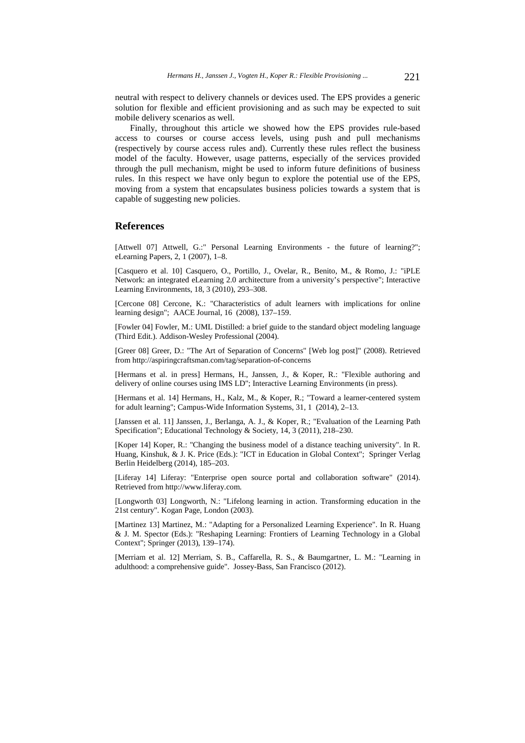neutral with respect to delivery channels or devices used. The EPS provides a generic solution for flexible and efficient provisioning and as such may be expected to suit mobile delivery scenarios as well.

Finally, throughout this article we showed how the EPS provides rule-based access to courses or course access levels, using push and pull mechanisms (respectively by course access rules and). Currently these rules reflect the business model of the faculty. However, usage patterns, especially of the services provided through the pull mechanism, might be used to inform future definitions of business rules. In this respect we have only begun to explore the potential use of the EPS, moving from a system that encapsulates business policies towards a system that is capable of suggesting new policies.

## References

[Attwell 07] Attwell, G.:" Personal Learning Environments - the future of learning?"; eLearning Papers, 2, 1 (2007), 1–8.

[Casquero et al. 10] Casquero, O., Portillo, J., Ovelar, R., Benito, M., & Romo, J.: "iPLE Network: an integrated eLearning 2.0 architecture from a university's perspective"; Interactive Learning Environments, 18, 3 (2010), 293–308.

[Cercone 08] Cercone, K.: "Characteristics of adult learners with implications for online learning design"; AACE Journal, 16 (2008), 137–159.

[Fowler 04] Fowler, M.: UML Distilled: a brief guide to the standard object modeling language (Third Edit.). Addison-Wesley Professional (2004).

[Greer 08] Greer, D.: "The Art of Separation of Concerns" [Web log post]" (2008). Retrieved from http://aspiringcraftsman.com/tag/separation-of-concerns

[Hermans et al. in press] Hermans, H., Janssen, J., & Koper, R.: "Flexible authoring and delivery of online courses using IMS LD"; Interactive Learning Environments (in press).

[Hermans et al. 14] Hermans, H., Kalz, M., & Koper, R.; "Toward a learner-centered system for adult learning"; Campus-Wide Information Systems, 31, 1 (2014), 2–13.

[Janssen et al. 11] Janssen, J., Berlanga, A. J., & Koper, R.; "Evaluation of the Learning Path Specification"; Educational Technology & Society, 14, 3 (2011), 218–230.

[Koper 14] Koper, R.: "Changing the business model of a distance teaching university". In R. Huang, Kinshuk, & J. K. Price (Eds.): "ICT in Education in Global Context"; Springer Verlag Berlin Heidelberg (2014), 185–203.

[Liferay 14] Liferay: "Enterprise open source portal and collaboration software" (2014). Retrieved from http://www.liferay.com.

[Longworth 03] Longworth, N.: "Lifelong learning in action. Transforming education in the 21st century". Kogan Page, London (2003).

[Martinez 13] Martinez, M.: "Adapting for a Personalized Learning Experience". In R. Huang & J. M. Spector (Eds.): "Reshaping Learning: Frontiers of Learning Technology in a Global Context"; Springer (2013), 139–174).

[Merriam et al. 12] Merriam, S. B., Caffarella, R. S., & Baumgartner, L. M.: "Learning in adulthood: a comprehensive guide". Jossey-Bass, San Francisco (2012).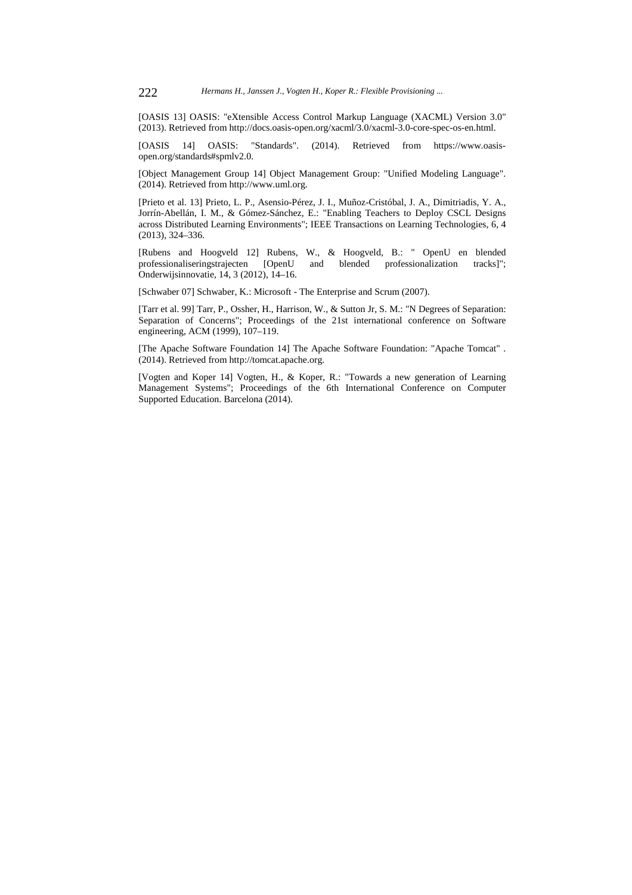[OASIS 13] OASIS: "eXtensible Access Control Markup Language (XACML) Version 3.0" (2013). Retrieved from http://docs.oasis-open.org/xacml/3.0/xacml-3.0-core-spec-os-en.html.

[OASIS 14] OASIS: "Standards". (2014). Retrieved from https://www.oasis-open.org/standards#spmlv2.0.

[Object Management Group 14] Object Management Group: "Unified Modeling Language". (2014). Retrieved from http://www.uml.org.

[Prieto et al. 13] Prieto, L. P., Asensio-Pérez, J. I., Muñoz-Cristóbal, J. A., Dimitriadis, Y. A., Jorrín-Abellán, I. M., & Gómez-Sánchez, E.: "Enabling Teachers to Deploy CSCL Designs across Distributed Learning Environments"; IEEE Transactions on Learning Technologies, 6, 4 (2013), 324–336.

[Rubens and Hoogveld 12] Rubens, W., & Hoogveld, B.: " OpenU en blended professionaliseringstrajecten [OpenU and blended professionalization tracks]"; Onderwijsinnovatie, 14, 3 (2012), 14–16.

[Schwaber 07] Schwaber, K.: Microsoft - The Enterprise and Scrum (2007).

[Tarr et al. 99] Tarr, P., Ossher, H., Harrison, W., & Sutton Jr, S. M.: "N Degrees of Separation: Separation of Concerns"; Proceedings of the 21st international conference on Software engineering, ACM (1999), 107–119.

[The Apache Software Foundation 14] The Apache Software Foundation: "Apache Tomcat" . (2014). Retrieved from http://tomcat.apache.org.

[Vogten and Koper 14] Vogten, H., & Koper, R.: "Towards a new generation of Learning Management Systems"; Proceedings of the 6th International Conference on Computer Supported Education. Barcelona (2014).